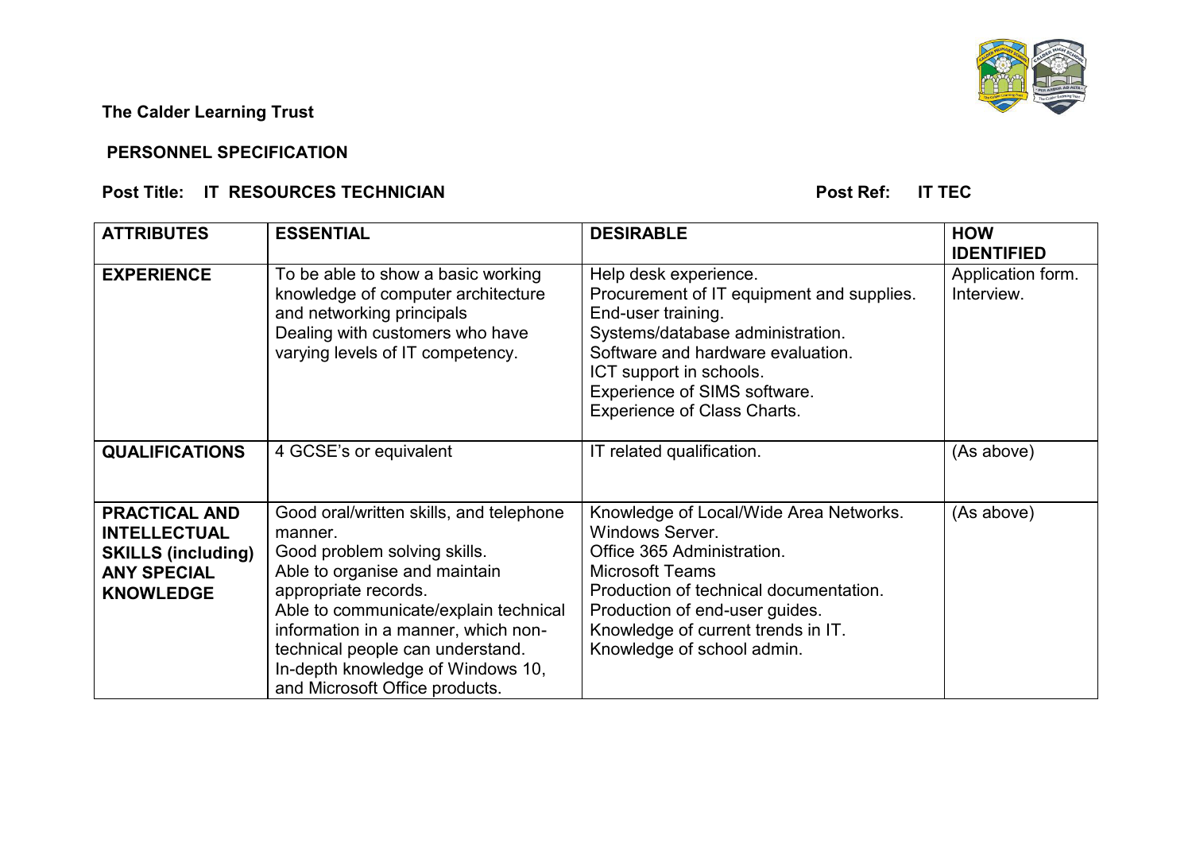**The Calder Learning Trust**

**PERSONNEL SPECIFICATION**

**Post Title: IT RESOURCES TECHNICIAN** **Post Ref: IT TEC**

| ATTRIBUTES | ESSENTIAL | DESIRABLE | HOW IDENTIFIED |
|---|---|---|---|
| **EXPERIENCE** | To be able to show a basic working knowledge of computer architecture and networking principals<br>Dealing with customers who have varying levels of IT competency. | Help desk experience.<br>Procurement of IT equipment and supplies.<br>End-user training.<br>Systems/database administration.<br>Software and hardware evaluation.<br>ICT support in schools.<br>Experience of SIMS software.<br>Experience of Class Charts. | Application form.<br>Interview. |
| **QUALIFICATIONS** | 4 GCSE's or equivalent | IT related qualification. | (As above) |
| **PRACTICAL AND INTELLECTUAL SKILLS (including) ANY SPECIAL KNOWLEDGE** | Good oral/written skills, and telephone manner.<br>Good problem solving skills.<br>Able to organise and maintain appropriate records.<br>Able to communicate/explain technical information in a manner, which non-technical people can understand.<br>In-depth knowledge of Windows 10, and Microsoft Office products. | Knowledge of Local/Wide Area Networks.<br>Windows Server.<br>Office 365 Administration.<br>Microsoft Teams<br>Production of technical documentation.<br>Production of end-user guides.<br>Knowledge of current trends in IT.<br>Knowledge of school admin. | (As above) |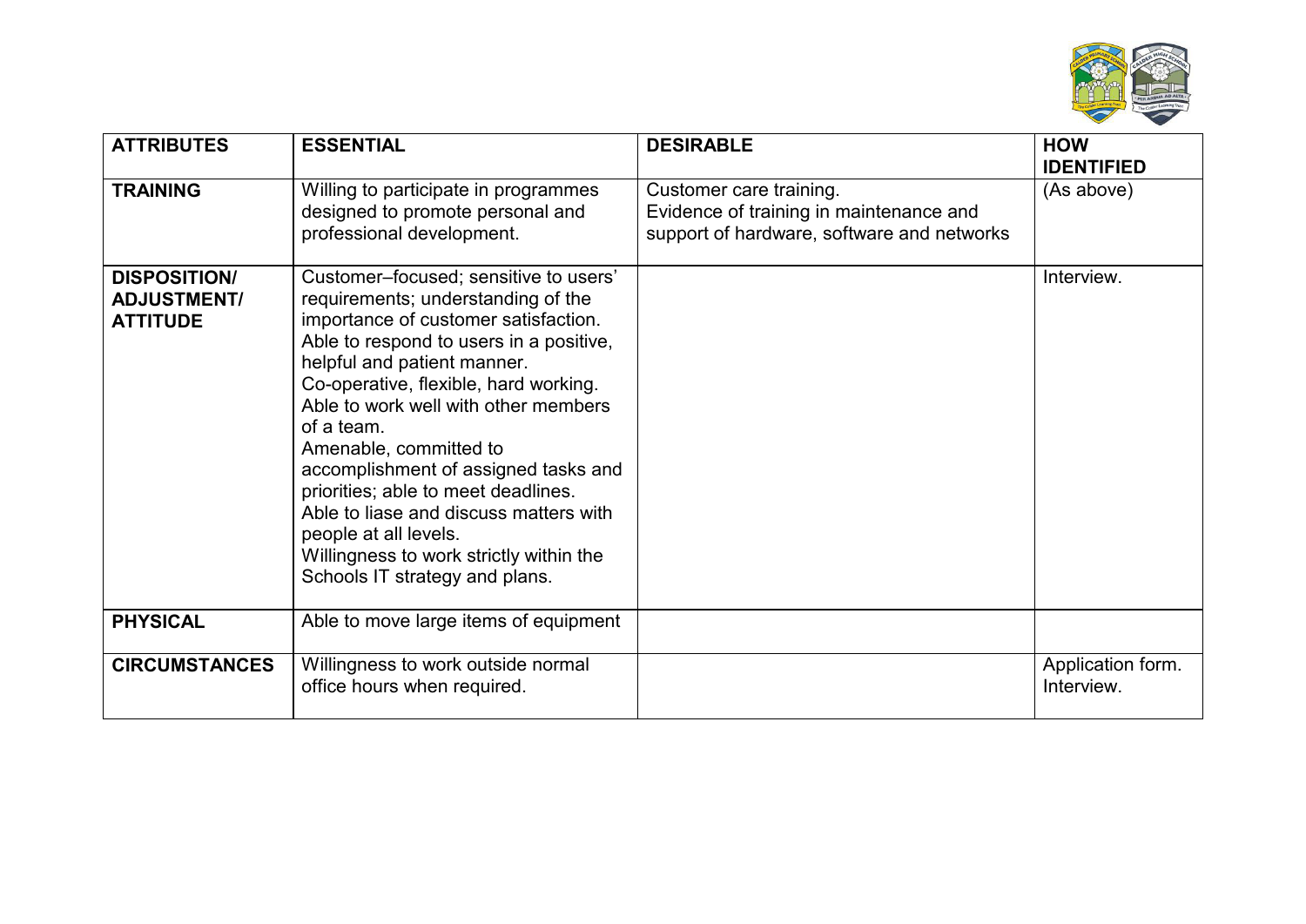| ATTRIBUTES | ESSENTIAL | DESIRABLE | HOW IDENTIFIED |
|---|---|---|---|
| **TRAINING** | Willing to participate in programmes designed to promote personal and professional development. | Customer care training.<br>Evidence of training in maintenance and support of hardware, software and networks | (As above) |
| **DISPOSITION/ ADJUSTMENT/ ATTITUDE** | Customer–focused; sensitive to users' requirements; understanding of the importance of customer satisfaction.<br>Able to respond to users in a positive, helpful and patient manner.<br>Co-operative, flexible, hard working.<br>Able to work well with other members of a team.<br>Amenable, committed to accomplishment of assigned tasks and priorities; able to meet deadlines.<br>Able to liase and discuss matters with people at all levels.<br>Willingness to work strictly within the Schools IT strategy and plans. | | Interview. |
| **PHYSICAL** | Able to move large items of equipment | | |
| **CIRCUMSTANCES** | Willingness to work outside normal office hours when required. | | Application form.<br>Interview. |